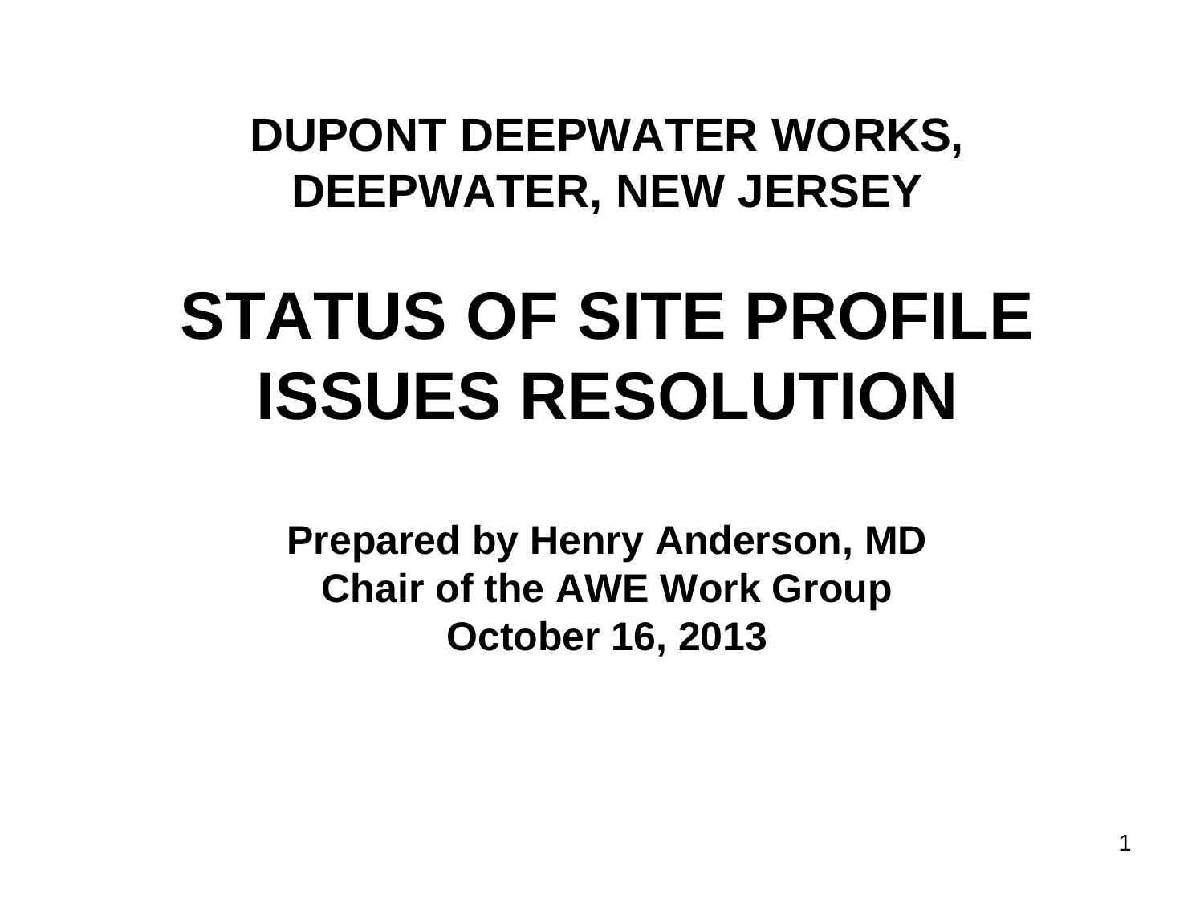## DUPONT DEEPWATER WORKS, DEEPWATER, NEW JERSEY

# STATUS OF SITE PROFILE ISSUES RESOLUTION

**Prepared by Henry Anderson, MD**
**Chair of the AWE Work Group**
**October 16, 2013**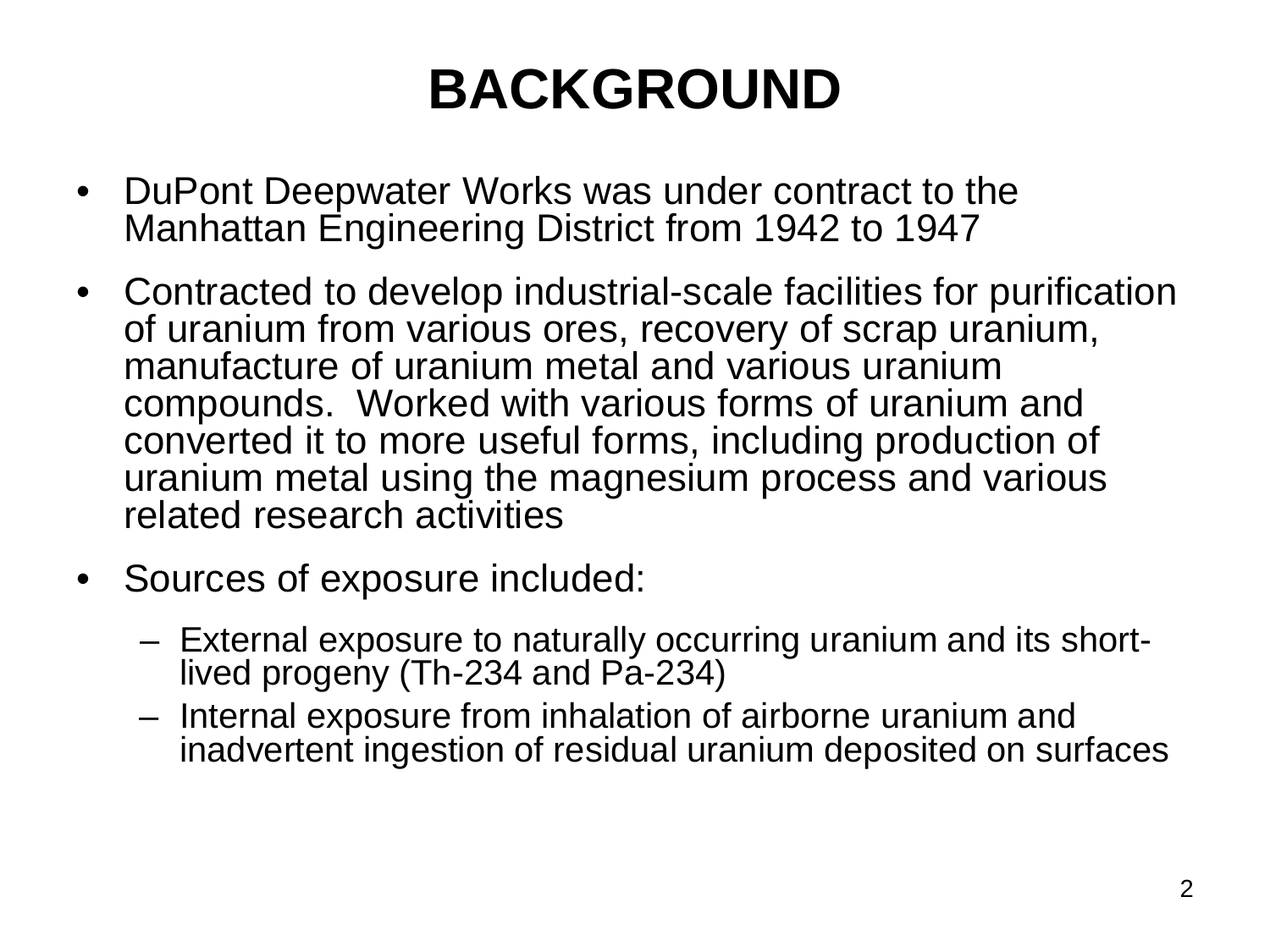# BACKGROUND

- DuPont Deepwater Works was under contract to the Manhattan Engineering District from 1942 to 1947
- Contracted to develop industrial-scale facilities for purification of uranium from various ores, recovery of scrap uranium, manufacture of uranium metal and various uranium compounds. Worked with various forms of uranium and converted it to more useful forms, including production of uranium metal using the magnesium process and various related research activities
- Sources of exposure included:
  - External exposure to naturally occurring uranium and its short-lived progeny (Th-234 and Pa-234)
  - Internal exposure from inhalation of airborne uranium and inadvertent ingestion of residual uranium deposited on surfaces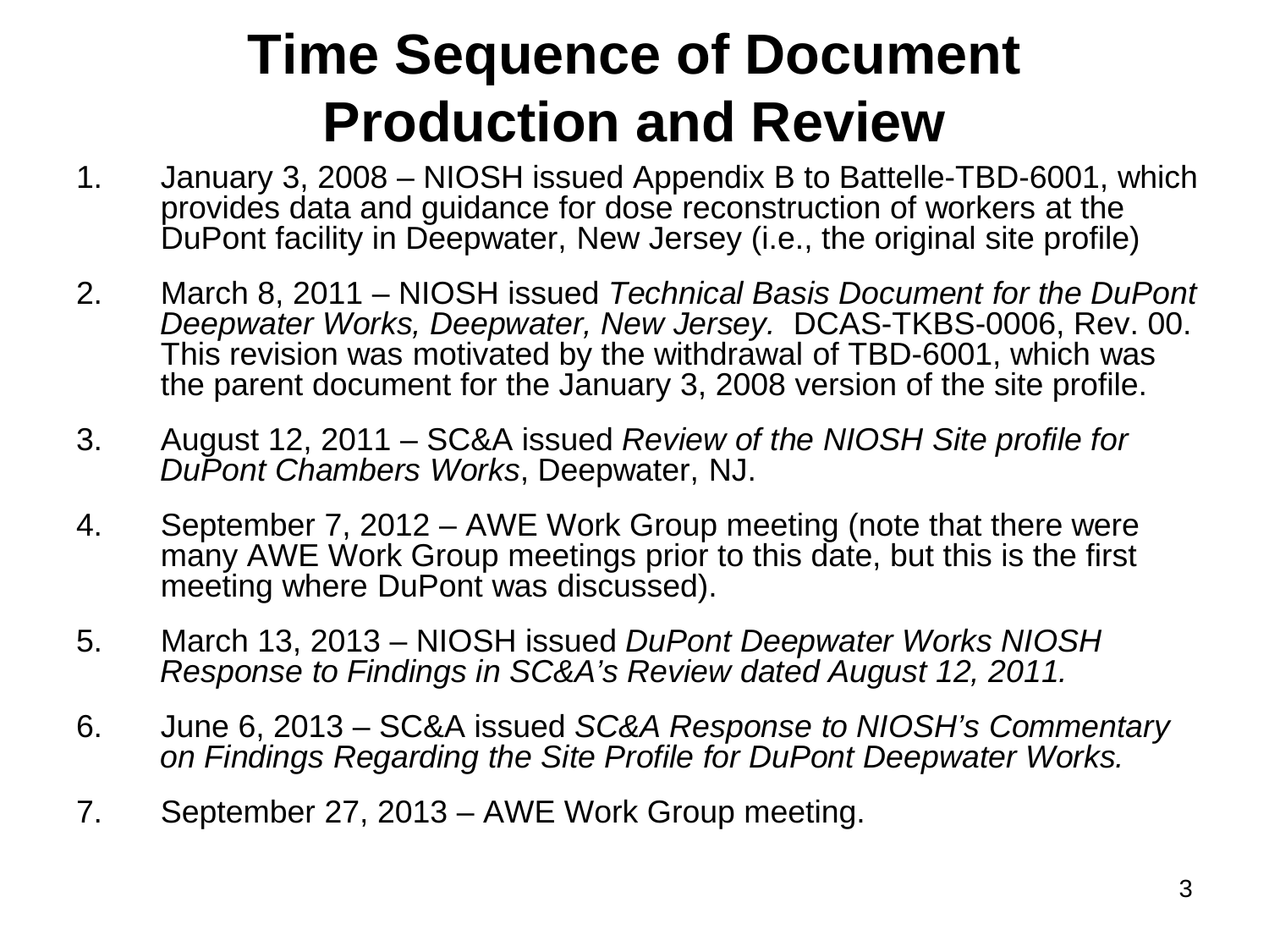# Time Sequence of Document Production and Review

1. January 3, 2008 – NIOSH issued Appendix B to Battelle-TBD-6001, which provides data and guidance for dose reconstruction of workers at the DuPont facility in Deepwater, New Jersey (i.e., the original site profile)
2. March 8, 2011 – NIOSH issued *Technical Basis Document for the DuPont Deepwater Works, Deepwater, New Jersey.* DCAS-TKBS-0006, Rev. 00. This revision was motivated by the withdrawal of TBD-6001, which was the parent document for the January 3, 2008 version of the site profile.
3. August 12, 2011 – SC&A issued *Review of the NIOSH Site profile for DuPont Chambers Works*, Deepwater, NJ.
4. September 7, 2012 – AWE Work Group meeting (note that there were many AWE Work Group meetings prior to this date, but this is the first meeting where DuPont was discussed).
5. March 13, 2013 – NIOSH issued *DuPont Deepwater Works NIOSH Response to Findings in SC&A's Review dated August 12, 2011.*
6. June 6, 2013 – SC&A issued *SC&A Response to NIOSH's Commentary on Findings Regarding the Site Profile for DuPont Deepwater Works.*
7. September 27, 2013 – AWE Work Group meeting.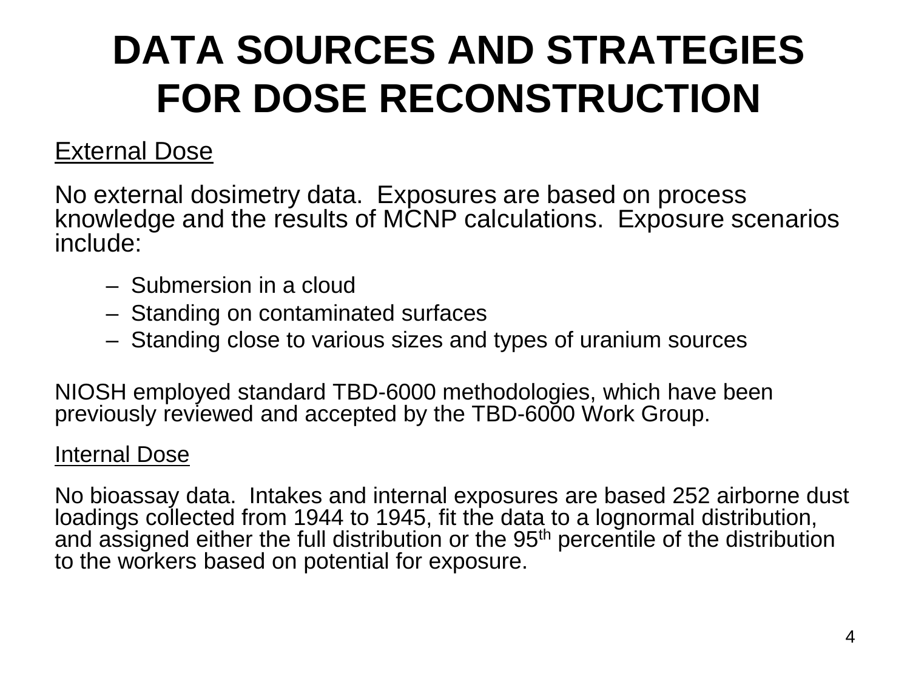# DATA SOURCES AND STRATEGIES FOR DOSE RECONSTRUCTION

<u>External Dose</u>

No external dosimetry data. Exposures are based on process knowledge and the results of MCNP calculations. Exposure scenarios include:

- Submersion in a cloud
- Standing on contaminated surfaces
- Standing close to various sizes and types of uranium sources

NIOSH employed standard TBD-6000 methodologies, which have been previously reviewed and accepted by the TBD-6000 Work Group.

<u>Internal Dose</u>

No bioassay data. Intakes and internal exposures are based 252 airborne dust loadings collected from 1944 to 1945, fit the data to a lognormal distribution, and assigned either the full distribution or the 95$^{th}$ percentile of the distribution to the workers based on potential for exposure.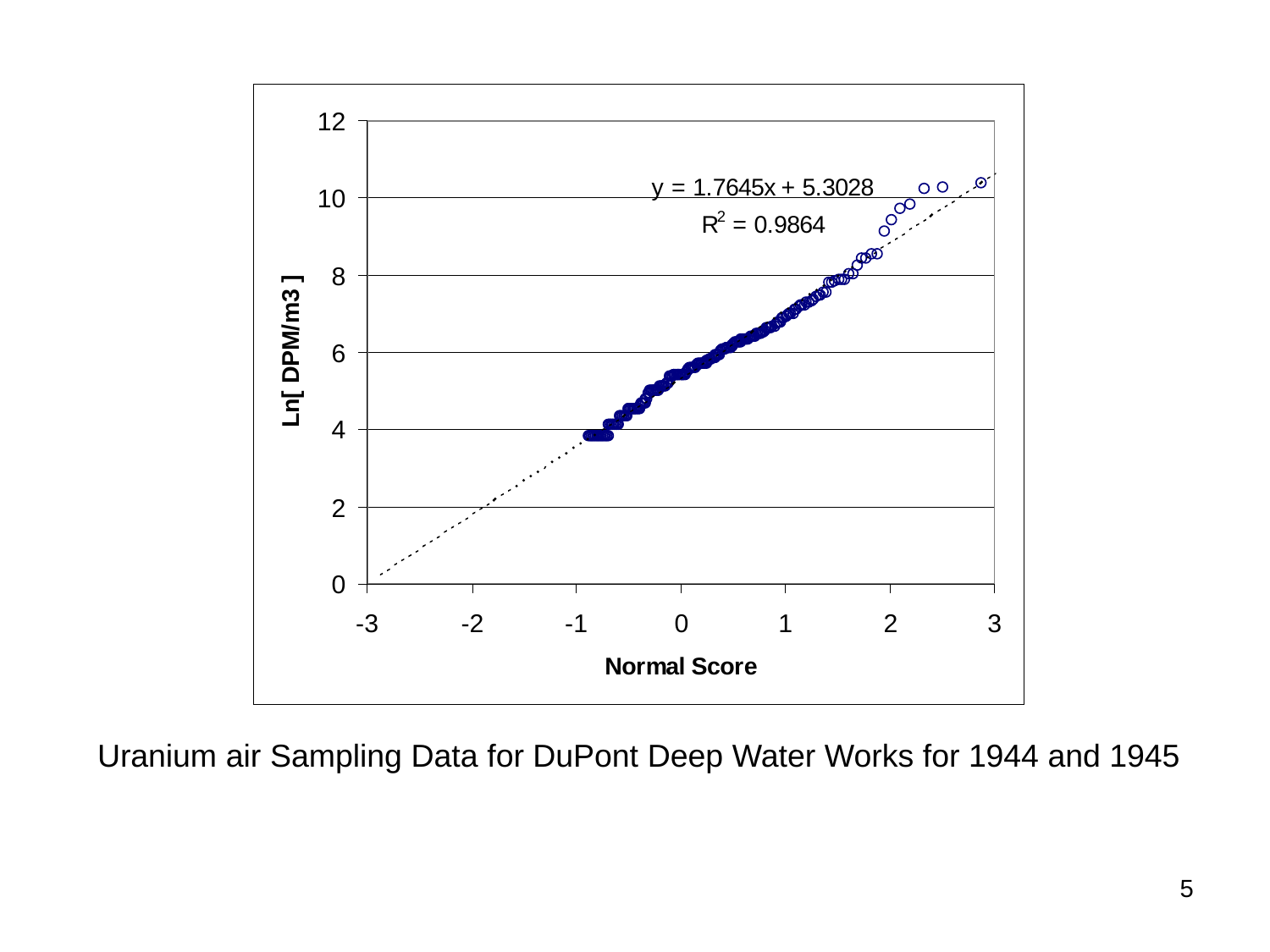Ln[ DPM/m3 ]

$y = 1.7645x + 5.3028$

$R^2 = 0.9864$

Normal Score

Uranium air Sampling Data for DuPont Deep Water Works for 1944 and 1945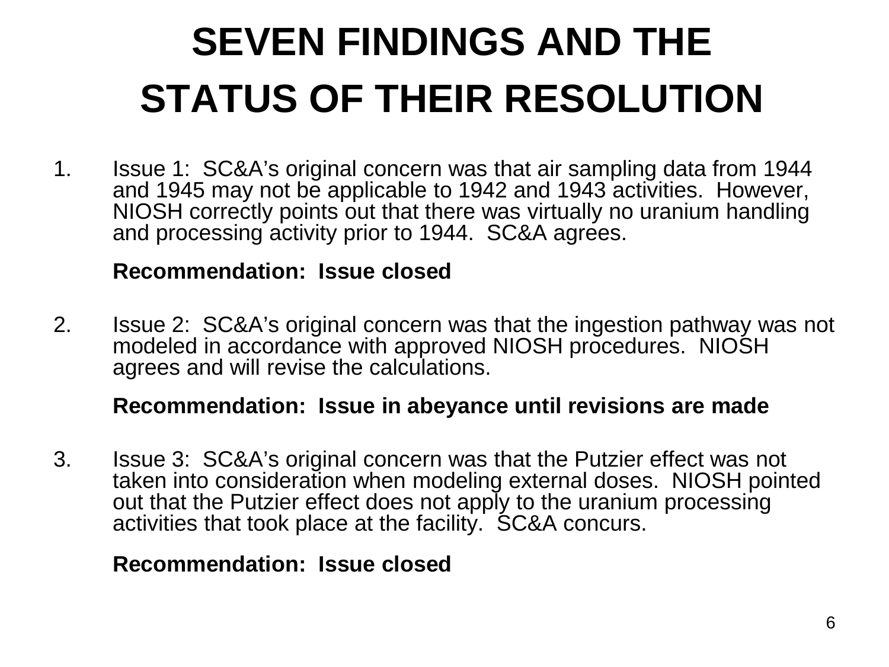# SEVEN FINDINGS AND THE STATUS OF THEIR RESOLUTION

1. Issue 1: SC&A's original concern was that air sampling data from 1944 and 1945 may not be applicable to 1942 and 1943 activities. However, NIOSH correctly points out that there was virtually no uranium handling and processing activity prior to 1944. SC&A agrees.

   **Recommendation: Issue closed**

2. Issue 2: SC&A's original concern was that the ingestion pathway was not modeled in accordance with approved NIOSH procedures. NIOSH agrees and will revise the calculations.

   **Recommendation: Issue in abeyance until revisions are made**

3. Issue 3: SC&A's original concern was that the Putzier effect was not taken into consideration when modeling external doses. NIOSH pointed out that the Putzier effect does not apply to the uranium processing activities that took place at the facility. SC&A concurs.

   **Recommendation: Issue closed**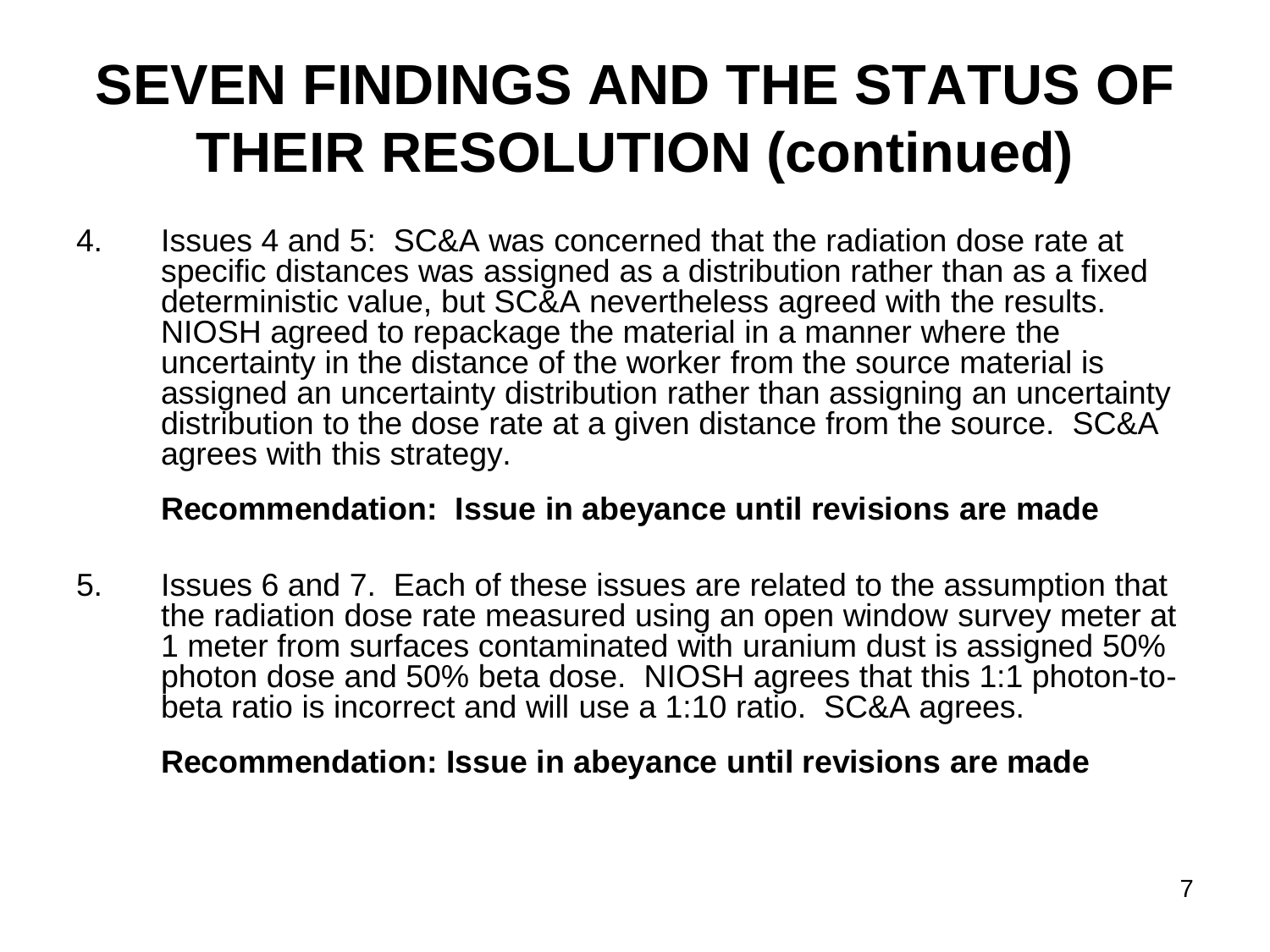# SEVEN FINDINGS AND THE STATUS OF THEIR RESOLUTION (continued)

4. Issues 4 and 5: SC&A was concerned that the radiation dose rate at specific distances was assigned as a distribution rather than as a fixed deterministic value, but SC&A nevertheless agreed with the results. NIOSH agreed to repackage the material in a manner where the uncertainty in the distance of the worker from the source material is assigned an uncertainty distribution rather than assigning an uncertainty distribution to the dose rate at a given distance from the source. SC&A agrees with this strategy.

   **Recommendation: Issue in abeyance until revisions are made**

5. Issues 6 and 7. Each of these issues are related to the assumption that the radiation dose rate measured using an open window survey meter at 1 meter from surfaces contaminated with uranium dust is assigned 50% photon dose and 50% beta dose. NIOSH agrees that this 1:1 photon-to-beta ratio is incorrect and will use a 1:10 ratio. SC&A agrees.

   **Recommendation: Issue in abeyance until revisions are made**